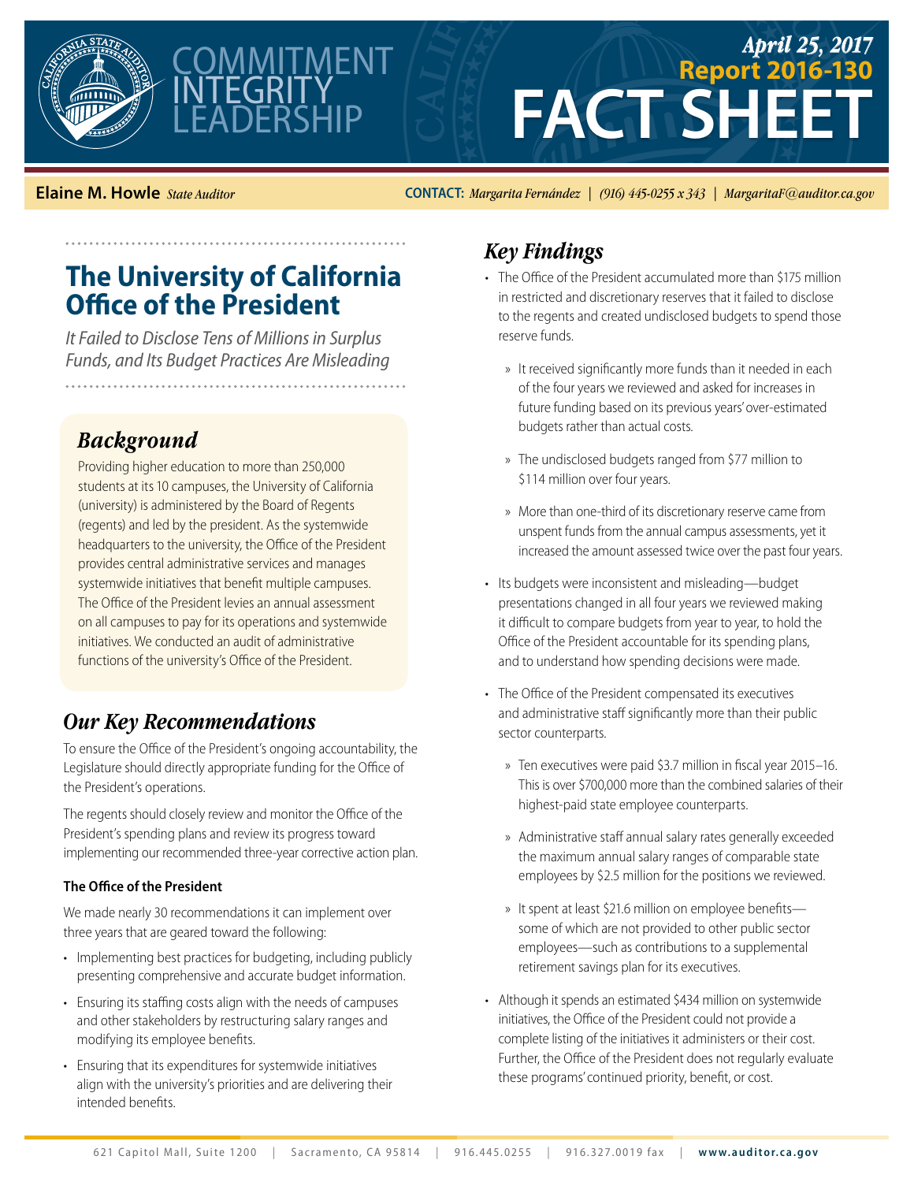COMMITMENT INTEGRITY LEADERSHIP

**April 25, 2017**
**Report 2016-130**

# FACT SHEET

**Elaine M. Howle** *State Auditor*

**CONTACT:** *Margarita Fernández | (916) 445-0255 x 343 | MargaritaF@auditor.ca.gov*

# The University of California Office of the President

*It Failed to Disclose Tens of Millions in Surplus Funds, and Its Budget Practices Are Misleading*

## Background

Providing higher education to more than 250,000 students at its 10 campuses, the University of California (university) is administered by the Board of Regents (regents) and led by the president. As the systemwide headquarters to the university, the Office of the President provides central administrative services and manages systemwide initiatives that benefit multiple campuses. The Office of the President levies an annual assessment on all campuses to pay for its operations and systemwide initiatives. We conducted an audit of administrative functions of the university's Office of the President.

## Our Key Recommendations

To ensure the Office of the President's ongoing accountability, the Legislature should directly appropriate funding for the Office of the President's operations.

The regents should closely review and monitor the Office of the President's spending plans and review its progress toward implementing our recommended three-year corrective action plan.

### The Office of the President

We made nearly 30 recommendations it can implement over three years that are geared toward the following:

- Implementing best practices for budgeting, including publicly presenting comprehensive and accurate budget information.
- Ensuring its staffing costs align with the needs of campuses and other stakeholders by restructuring salary ranges and modifying its employee benefits.
- Ensuring that its expenditures for systemwide initiatives align with the university's priorities and are delivering their intended benefits.

## Key Findings

- The Office of the President accumulated more than $175 million in restricted and discretionary reserves that it failed to disclose to the regents and created undisclosed budgets to spend those reserve funds.
  - It received significantly more funds than it needed in each of the four years we reviewed and asked for increases in future funding based on its previous years' over-estimated budgets rather than actual costs.
  - The undisclosed budgets ranged from $77 million to $114 million over four years.
  - More than one-third of its discretionary reserve came from unspent funds from the annual campus assessments, yet it increased the amount assessed twice over the past four years.
- Its budgets were inconsistent and misleading—budget presentations changed in all four years we reviewed making it difficult to compare budgets from year to year, to hold the Office of the President accountable for its spending plans, and to understand how spending decisions were made.
- The Office of the President compensated its executives and administrative staff significantly more than their public sector counterparts.
  - Ten executives were paid $3.7 million in fiscal year 2015–16. This is over $700,000 more than the combined salaries of their highest-paid state employee counterparts.
  - Administrative staff annual salary rates generally exceeded the maximum annual salary ranges of comparable state employees by $2.5 million for the positions we reviewed.
  - It spent at least $21.6 million on employee benefits—some of which are not provided to other public sector employees—such as contributions to a supplemental retirement savings plan for its executives.
- Although it spends an estimated $434 million on systemwide initiatives, the Office of the President could not provide a complete listing of the initiatives it administers or their cost. Further, the Office of the President does not regularly evaluate these programs' continued priority, benefit, or cost.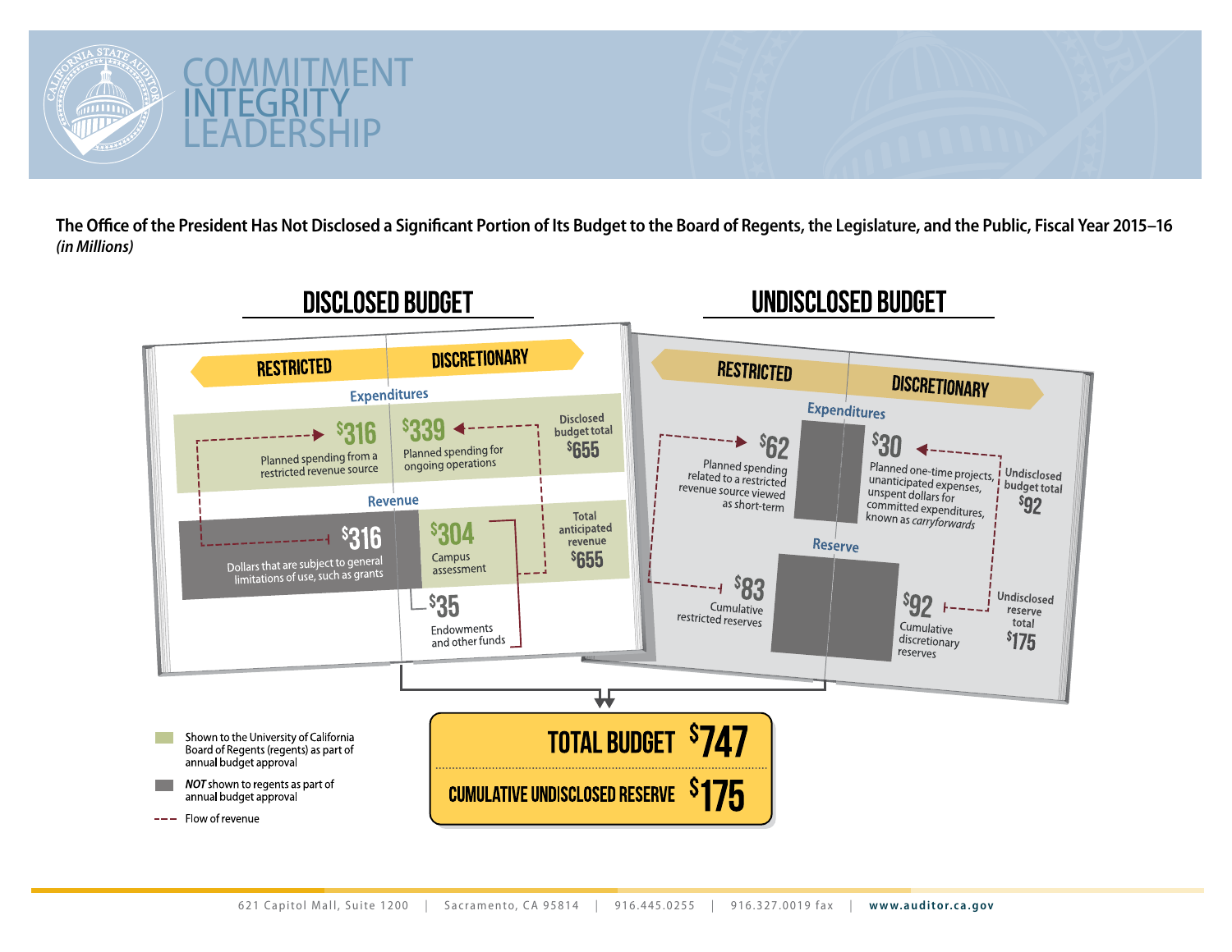COMMITMENT
INTEGRITY
LEADERSHIP

**The Office of the President Has Not Disclosed a Significant Portion of Its Budget to the Board of Regents, the Legislature, and the Public, Fiscal Year 2015–16**
*(in Millions)*

DISCLOSED BUDGET

RESTRICTED

DISCRETIONARY

Expenditures

$316
Planned spending from a restricted revenue source

$339
Planned spending for ongoing operations

Disclosed budget total
$655

Revenue

$316
Dollars that are subject to general limitations of use, such as grants

$304
Campus assessment

Total anticipated revenue
$655

$35
Endowments and other funds

UNDISCLOSED BUDGET

RESTRICTED

DISCRETIONARY

Expenditures

$62
Planned spending related to a restricted revenue source viewed as short-term

$30
Planned one-time projects, unanticipated expenses, unspent dollars for committed expenditures, known as *carryforwards*

Undisclosed budget total
$92

Reserve

$83
Cumulative restricted reserves

$92
Cumulative discretionary reserves

Undisclosed reserve total
$175

TOTAL BUDGET $747

CUMULATIVE UNDISCLOSED RESERVE $175

Shown to the University of California Board of Regents (regents) as part of annual budget approval

***NOT*** shown to regents as part of annual budget approval

Flow of revenue

621 Capitol Mall, Suite 1200 | Sacramento, CA 95814 | 916.445.0255 | 916.327.0019 fax | www.auditor.ca.gov